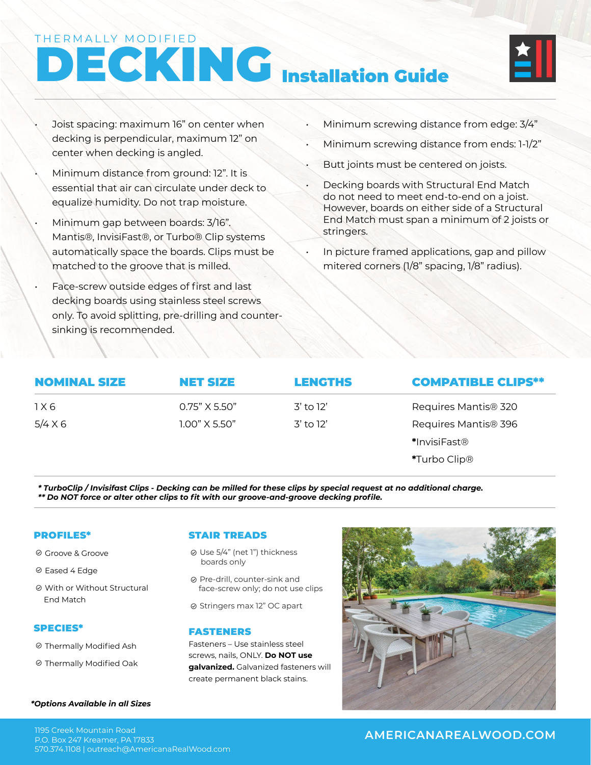THERMALLY MODIFIED

# DECKING Installation Guide

- Joist spacing: maximum 16" on center when decking is perpendicular, maximum 12" on center when decking is angled.
- Minimum distance from ground: 12". It is essential that air can circulate under deck to equalize humidity. Do not trap moisture.
- Minimum gap between boards: 3/16". Mantis®, InvisiFast®, or Turbo® Clip systems automatically space the boards. Clips must be matched to the groove that is milled.
- Face-screw outside edges of first and last decking boards using stainless steel screws only. To avoid splitting, pre-drilling and counter-sinking is recommended.
- Minimum screwing distance from edge: 3/4"
- Minimum screwing distance from ends: 1-1/2"
- Butt joints must be centered on joists.
- Decking boards with Structural End Match do not need to meet end-to-end on a joist. However, boards on either side of a Structural End Match must span a minimum of 2 joists or stringers.
- In picture framed applications, gap and pillow mitered corners (1/8" spacing, 1/8" radius).

| NOMINAL SIZE | NET SIZE | LENGTHS | COMPATIBLE CLIPS** |
|---|---|---|---|
| 1 X 6 | 0.75" X 5.50" | 3' to 12' | Requires Mantis® 320 |
| 5/4 X 6 | 1.00" X 5.50" | 3' to 12' | Requires Mantis® 396 |
| | | | *InvisiFast® |
| | | | *Turbo Clip® |

***\* TurboClip / Invisifast Clips - Decking can be milled for these clips by special request at no additional charge.***
***\*\* Do NOT force or alter other clips to fit with our groove-and-groove decking profile.***

## PROFILES*

- Groove & Groove
- Eased 4 Edge
- With or Without Structural End Match

## SPECIES*

- Thermally Modified Ash
- Thermally Modified Oak

***Options Available in all Sizes**

## STAIR TREADS

- Use 5/4" (net 1") thickness boards only
- Pre-drill, counter-sink and face-screw only; do not use clips
- Stringers max 12" OC apart

## FASTENERS

Fasteners – Use stainless steel screws, nails, ONLY. **Do NOT use galvanized.** Galvanized fasteners will create permanent black stains.

1195 Creek Mountain Road
P.O. Box 247 Kreamer, PA 17833
570.374.1108 | outreach@AmericanaRealWood.com

AMERICANAREALWOOD.COM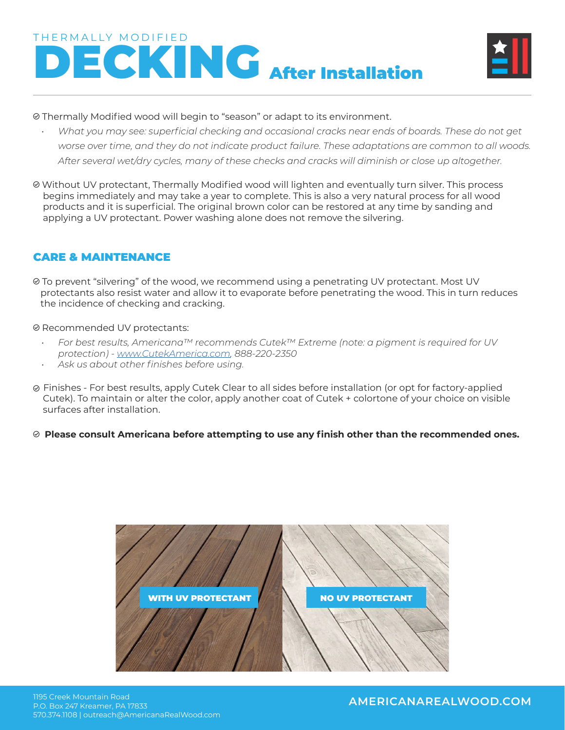THERMALLY MODIFIED

# DECKING After Installation

⊘ Thermally Modified wood will begin to "season" or adapt to its environment.

- *What you may see: superficial checking and occasional cracks near ends of boards. These do not get worse over time, and they do not indicate product failure. These adaptations are common to all woods. After several wet/dry cycles, many of these checks and cracks will diminish or close up altogether.*

⊘ Without UV protectant, Thermally Modified wood will lighten and eventually turn silver. This process begins immediately and may take a year to complete. This is also a very natural process for all wood products and it is superficial. The original brown color can be restored at any time by sanding and applying a UV protectant. Power washing alone does not remove the silvering.

## CARE & MAINTENANCE

⊘ To prevent "silvering" of the wood, we recommend using a penetrating UV protectant. Most UV protectants also resist water and allow it to evaporate before penetrating the wood. This in turn reduces the incidence of checking and cracking.

⊘ Recommended UV protectants:

- *For best results, Americana™ recommends Cutek™ Extreme (note: a pigment is required for UV protection) - www.CutekAmerica.com, 888-220-2350*
- *Ask us about other finishes before using.*

⊘ Finishes - For best results, apply Cutek Clear to all sides before installation (or opt for factory-applied Cutek). To maintain or alter the color, apply another coat of Cutek + colortone of your choice on visible surfaces after installation.

⊘ **Please consult Americana before attempting to use any finish other than the recommended ones.**

WITH UV PROTECTANT

NO UV PROTECTANT

1195 Creek Mountain Road
P.O. Box 247 Kreamer, PA 17833
570.374.1108 | outreach@AmericanaRealWood.com

AMERICANAREALWOOD.COM